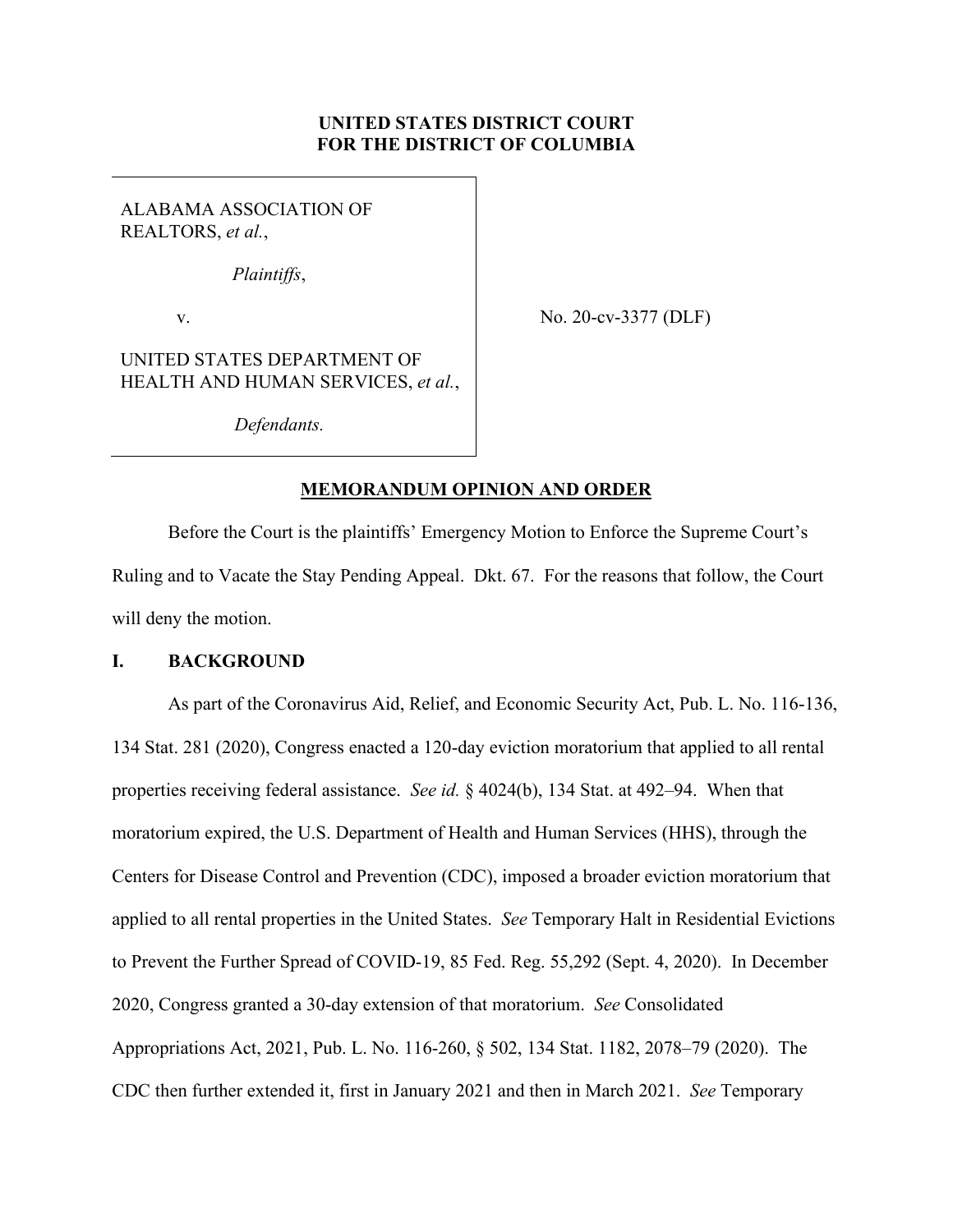**UNITED STATES DISTRICT COURT**
**FOR THE DISTRICT OF COLUMBIA**

| | |
|---|---|
| ALABAMA ASSOCIATION OF REALTORS, *et al.*,<br><br>*Plaintiffs*,<br><br>v.<br><br>UNITED STATES DEPARTMENT OF HEALTH AND HUMAN SERVICES, *et al.*,<br><br>*Defendants.* | No. 20-cv-3377 (DLF) |

**MEMORANDUM OPINION AND ORDER**

Before the Court is the plaintiffs' Emergency Motion to Enforce the Supreme Court's Ruling and to Vacate the Stay Pending Appeal. Dkt. 67. For the reasons that follow, the Court will deny the motion.

## I. BACKGROUND

As part of the Coronavirus Aid, Relief, and Economic Security Act, Pub. L. No. 116-136, 134 Stat. 281 (2020), Congress enacted a 120-day eviction moratorium that applied to all rental properties receiving federal assistance. *See id.* § 4024(b), 134 Stat. at 492–94. When that moratorium expired, the U.S. Department of Health and Human Services (HHS), through the Centers for Disease Control and Prevention (CDC), imposed a broader eviction moratorium that applied to all rental properties in the United States. *See* Temporary Halt in Residential Evictions to Prevent the Further Spread of COVID-19, 85 Fed. Reg. 55,292 (Sept. 4, 2020). In December 2020, Congress granted a 30-day extension of that moratorium. *See* Consolidated Appropriations Act, 2021, Pub. L. No. 116-260, § 502, 134 Stat. 1182, 2078–79 (2020). The CDC then further extended it, first in January 2021 and then in March 2021. *See* Temporary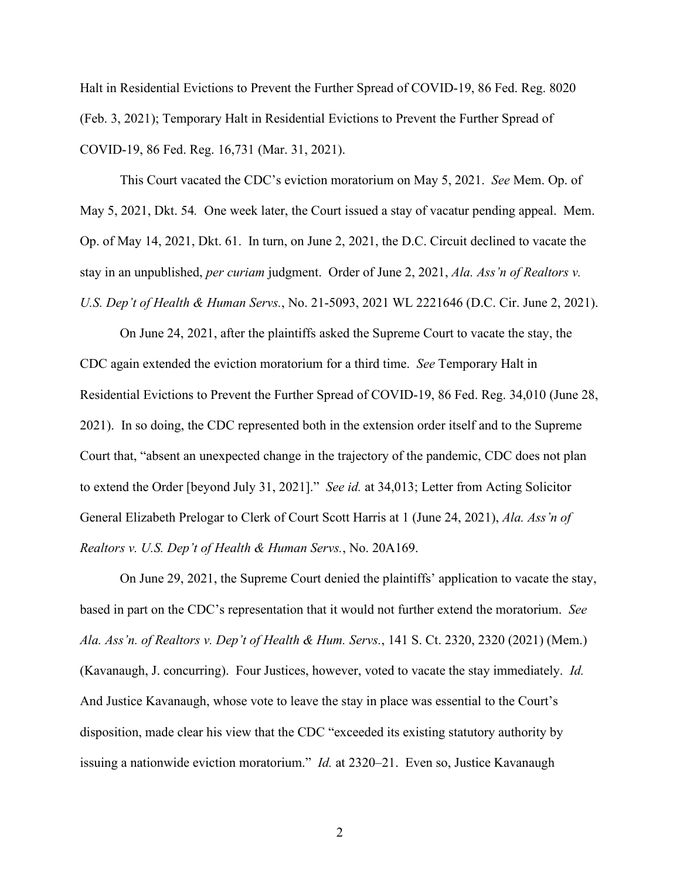Halt in Residential Evictions to Prevent the Further Spread of COVID-19, 86 Fed. Reg. 8020 (Feb. 3, 2021); Temporary Halt in Residential Evictions to Prevent the Further Spread of COVID-19, 86 Fed. Reg. 16,731 (Mar. 31, 2021).

This Court vacated the CDC's eviction moratorium on May 5, 2021. *See* Mem. Op. of May 5, 2021, Dkt. 54*.* One week later, the Court issued a stay of vacatur pending appeal. Mem. Op. of May 14, 2021, Dkt. 61. In turn, on June 2, 2021, the D.C. Circuit declined to vacate the stay in an unpublished, *per curiam* judgment. Order of June 2, 2021, *Ala. Ass'n of Realtors v. U.S. Dep't of Health & Human Servs.*, No. 21-5093, 2021 WL 2221646 (D.C. Cir. June 2, 2021).

On June 24, 2021, after the plaintiffs asked the Supreme Court to vacate the stay, the CDC again extended the eviction moratorium for a third time. *See* Temporary Halt in Residential Evictions to Prevent the Further Spread of COVID-19, 86 Fed. Reg. 34,010 (June 28, 2021). In so doing, the CDC represented both in the extension order itself and to the Supreme Court that, "absent an unexpected change in the trajectory of the pandemic, CDC does not plan to extend the Order [beyond July 31, 2021]." *See id.* at 34,013; Letter from Acting Solicitor General Elizabeth Prelogar to Clerk of Court Scott Harris at 1 (June 24, 2021), *Ala. Ass'n of Realtors v. U.S. Dep't of Health & Human Servs.*, No. 20A169.

On June 29, 2021, the Supreme Court denied the plaintiffs' application to vacate the stay, based in part on the CDC's representation that it would not further extend the moratorium. *See Ala. Ass'n. of Realtors v. Dep't of Health & Hum. Servs.*, 141 S. Ct. 2320, 2320 (2021) (Mem.) (Kavanaugh, J. concurring). Four Justices, however, voted to vacate the stay immediately. *Id.* And Justice Kavanaugh, whose vote to leave the stay in place was essential to the Court's disposition, made clear his view that the CDC "exceeded its existing statutory authority by issuing a nationwide eviction moratorium." *Id.* at 2320–21. Even so, Justice Kavanaugh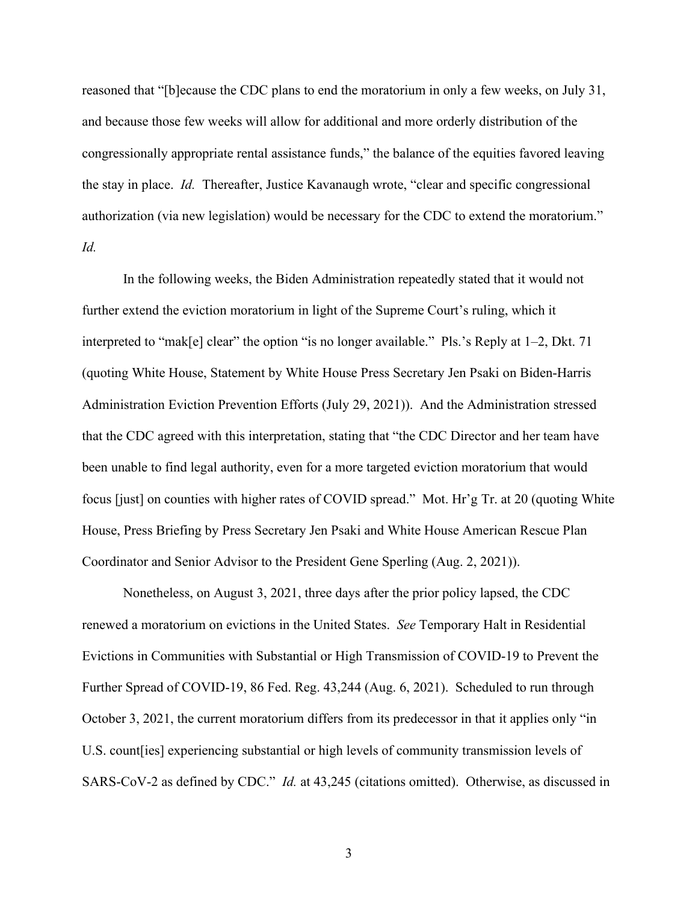reasoned that "[b]ecause the CDC plans to end the moratorium in only a few weeks, on July 31, and because those few weeks will allow for additional and more orderly distribution of the congressionally appropriate rental assistance funds," the balance of the equities favored leaving the stay in place. *Id.* Thereafter, Justice Kavanaugh wrote, "clear and specific congressional authorization (via new legislation) would be necessary for the CDC to extend the moratorium." *Id.*

In the following weeks, the Biden Administration repeatedly stated that it would not further extend the eviction moratorium in light of the Supreme Court's ruling, which it interpreted to "mak[e] clear" the option "is no longer available." Pls.'s Reply at 1–2, Dkt. 71 (quoting White House, Statement by White House Press Secretary Jen Psaki on Biden-Harris Administration Eviction Prevention Efforts (July 29, 2021)). And the Administration stressed that the CDC agreed with this interpretation, stating that "the CDC Director and her team have been unable to find legal authority, even for a more targeted eviction moratorium that would focus [just] on counties with higher rates of COVID spread." Mot. Hr'g Tr. at 20 (quoting White House, Press Briefing by Press Secretary Jen Psaki and White House American Rescue Plan Coordinator and Senior Advisor to the President Gene Sperling (Aug. 2, 2021)).

Nonetheless, on August 3, 2021, three days after the prior policy lapsed, the CDC renewed a moratorium on evictions in the United States. *See* Temporary Halt in Residential Evictions in Communities with Substantial or High Transmission of COVID-19 to Prevent the Further Spread of COVID-19, 86 Fed. Reg. 43,244 (Aug. 6, 2021). Scheduled to run through October 3, 2021, the current moratorium differs from its predecessor in that it applies only "in U.S. count[ies] experiencing substantial or high levels of community transmission levels of SARS-CoV-2 as defined by CDC." *Id.* at 43,245 (citations omitted). Otherwise, as discussed in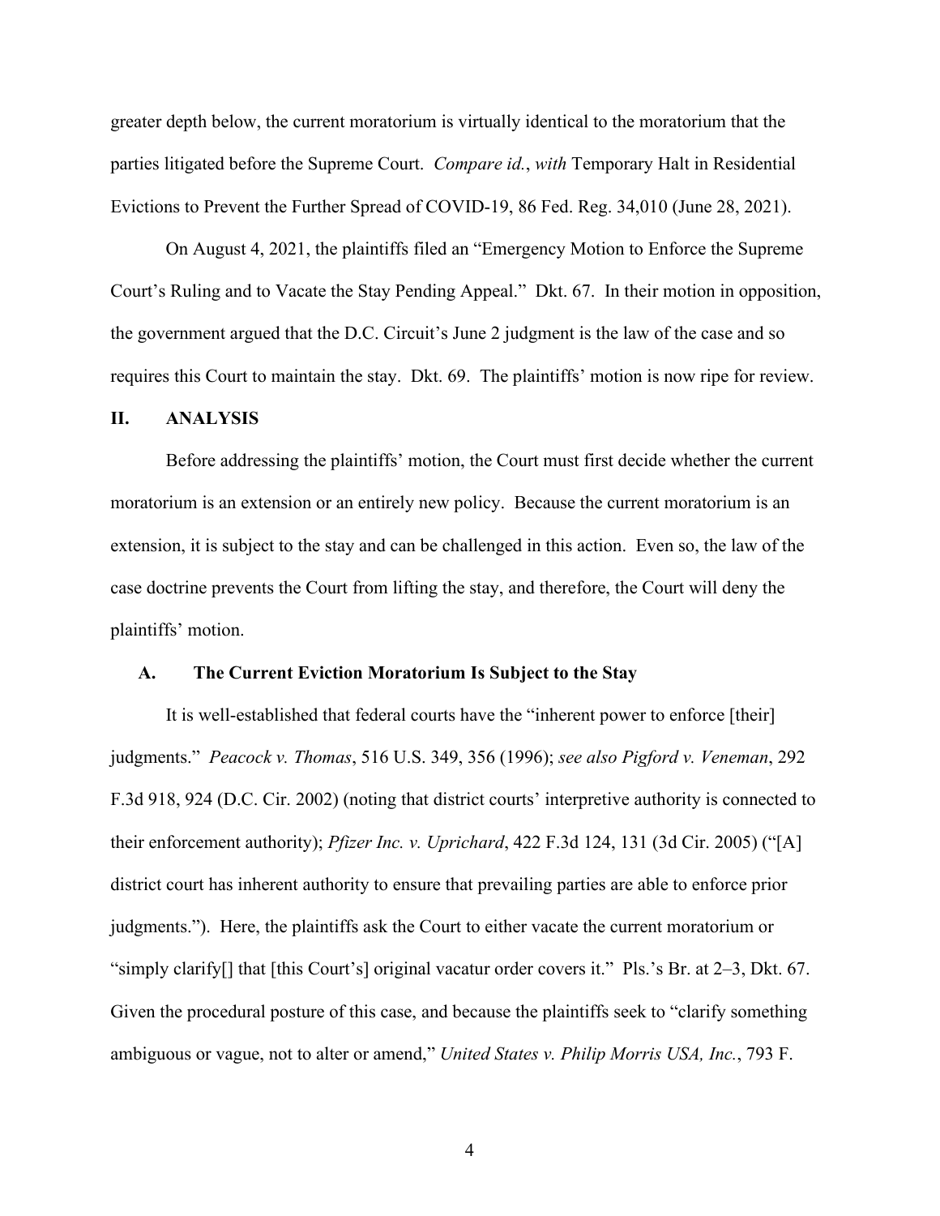greater depth below, the current moratorium is virtually identical to the moratorium that the parties litigated before the Supreme Court. *Compare id.*, *with* Temporary Halt in Residential Evictions to Prevent the Further Spread of COVID-19, 86 Fed. Reg. 34,010 (June 28, 2021).

On August 4, 2021, the plaintiffs filed an "Emergency Motion to Enforce the Supreme Court's Ruling and to Vacate the Stay Pending Appeal." Dkt. 67. In their motion in opposition, the government argued that the D.C. Circuit's June 2 judgment is the law of the case and so requires this Court to maintain the stay. Dkt. 69. The plaintiffs' motion is now ripe for review.

## II. ANALYSIS

Before addressing the plaintiffs' motion, the Court must first decide whether the current moratorium is an extension or an entirely new policy. Because the current moratorium is an extension, it is subject to the stay and can be challenged in this action. Even so, the law of the case doctrine prevents the Court from lifting the stay, and therefore, the Court will deny the plaintiffs' motion.

### A. The Current Eviction Moratorium Is Subject to the Stay

It is well-established that federal courts have the "inherent power to enforce [their] judgments." *Peacock v. Thomas*, 516 U.S. 349, 356 (1996); *see also Pigford v. Veneman*, 292 F.3d 918, 924 (D.C. Cir. 2002) (noting that district courts' interpretive authority is connected to their enforcement authority); *Pfizer Inc. v. Uprichard*, 422 F.3d 124, 131 (3d Cir. 2005) ("[A] district court has inherent authority to ensure that prevailing parties are able to enforce prior judgments."). Here, the plaintiffs ask the Court to either vacate the current moratorium or "simply clarify[] that [this Court's] original vacatur order covers it." Pls.'s Br. at 2–3, Dkt. 67. Given the procedural posture of this case, and because the plaintiffs seek to "clarify something ambiguous or vague, not to alter or amend," *United States v. Philip Morris USA, Inc.*, 793 F.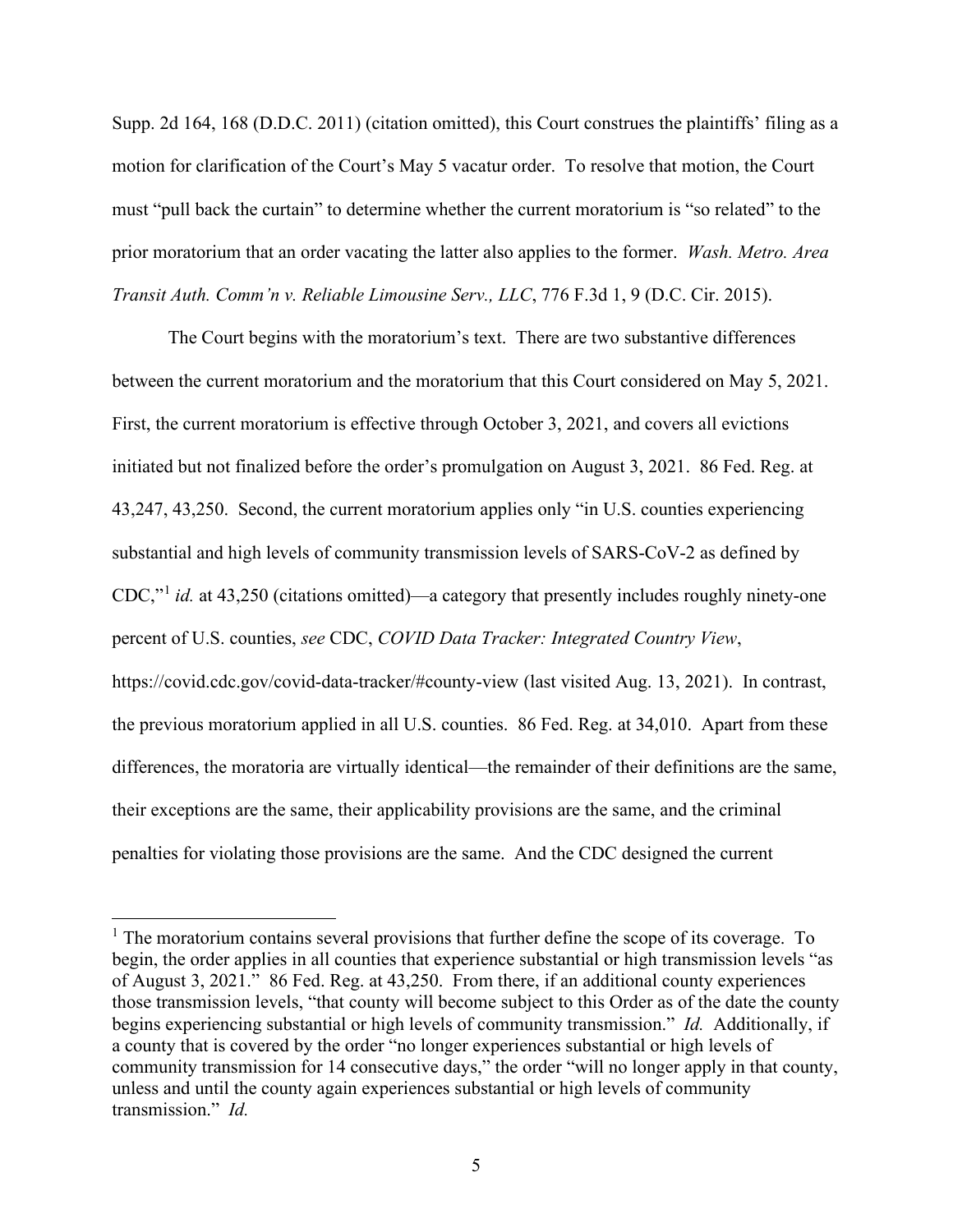Supp. 2d 164, 168 (D.D.C. 2011) (citation omitted), this Court construes the plaintiffs' filing as a motion for clarification of the Court's May 5 vacatur order. To resolve that motion, the Court must "pull back the curtain" to determine whether the current moratorium is "so related" to the prior moratorium that an order vacating the latter also applies to the former. *Wash. Metro. Area Transit Auth. Comm'n v. Reliable Limousine Serv., LLC*, 776 F.3d 1, 9 (D.C. Cir. 2015).

The Court begins with the moratorium's text. There are two substantive differences between the current moratorium and the moratorium that this Court considered on May 5, 2021. First, the current moratorium is effective through October 3, 2021, and covers all evictions initiated but not finalized before the order's promulgation on August 3, 2021. 86 Fed. Reg. at 43,247, 43,250. Second, the current moratorium applies only "in U.S. counties experiencing substantial and high levels of community transmission levels of SARS-CoV-2 as defined by CDC,"[1] *id.* at 43,250 (citations omitted)—a category that presently includes roughly ninety-one percent of U.S. counties, *see* CDC, *COVID Data Tracker: Integrated Country View*, https://covid.cdc.gov/covid-data-tracker/#county-view (last visited Aug. 13, 2021). In contrast, the previous moratorium applied in all U.S. counties. 86 Fed. Reg. at 34,010. Apart from these differences, the moratoria are virtually identical—the remainder of their definitions are the same, their exceptions are the same, their applicability provisions are the same, and the criminal penalties for violating those provisions are the same. And the CDC designed the current

[1] The moratorium contains several provisions that further define the scope of its coverage. To begin, the order applies in all counties that experience substantial or high transmission levels "as of August 3, 2021." 86 Fed. Reg. at 43,250. From there, if an additional county experiences those transmission levels, "that county will become subject to this Order as of the date the county begins experiencing substantial or high levels of community transmission." *Id.* Additionally, if a county that is covered by the order "no longer experiences substantial or high levels of community transmission for 14 consecutive days," the order "will no longer apply in that county, unless and until the county again experiences substantial or high levels of community transmission." *Id.*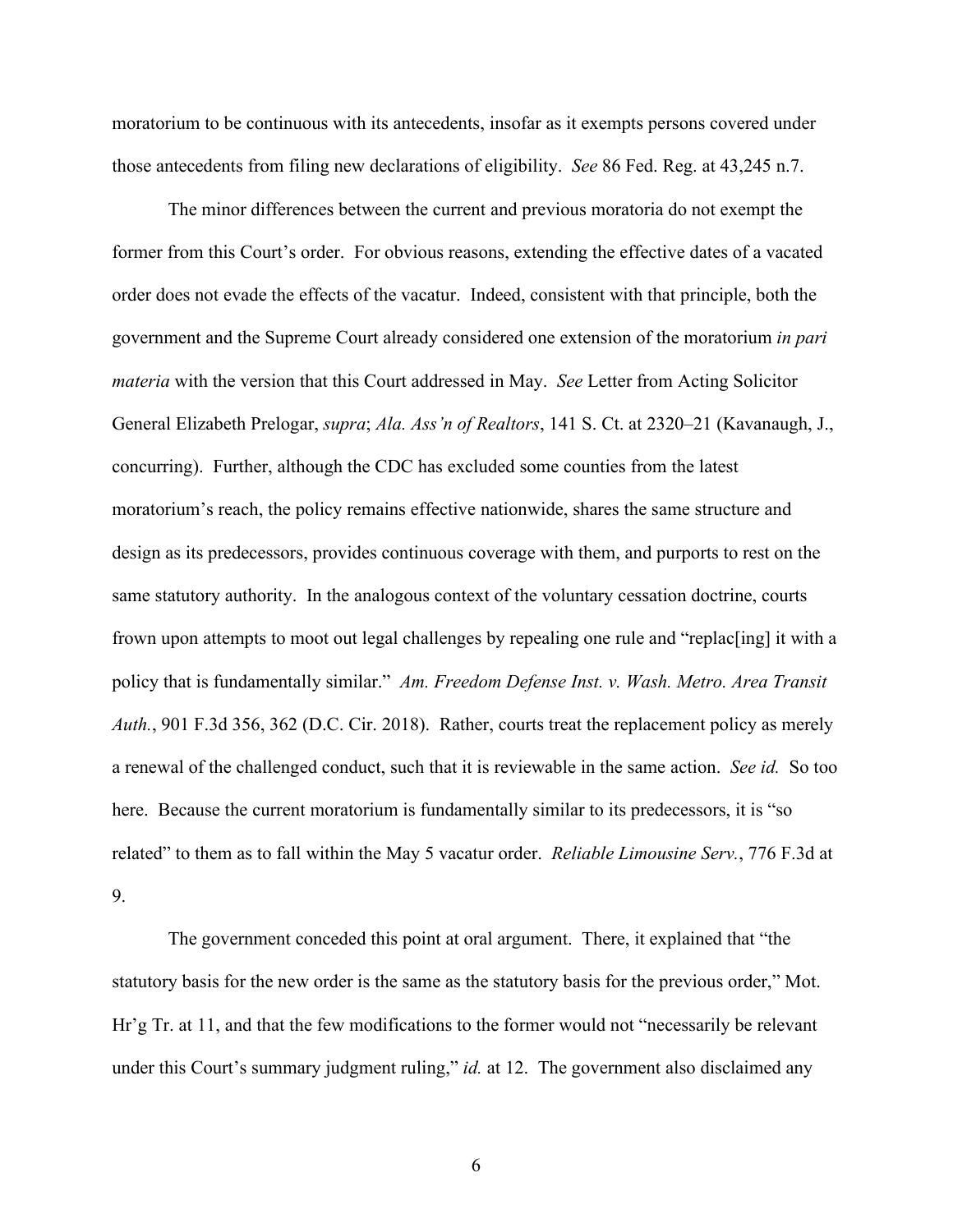moratorium to be continuous with its antecedents, insofar as it exempts persons covered under those antecedents from filing new declarations of eligibility. *See* 86 Fed. Reg. at 43,245 n.7.

The minor differences between the current and previous moratoria do not exempt the former from this Court's order. For obvious reasons, extending the effective dates of a vacated order does not evade the effects of the vacatur. Indeed, consistent with that principle, both the government and the Supreme Court already considered one extension of the moratorium *in pari materia* with the version that this Court addressed in May. *See* Letter from Acting Solicitor General Elizabeth Prelogar, *supra*; *Ala. Ass'n of Realtors*, 141 S. Ct. at 2320–21 (Kavanaugh, J., concurring). Further, although the CDC has excluded some counties from the latest moratorium's reach, the policy remains effective nationwide, shares the same structure and design as its predecessors, provides continuous coverage with them, and purports to rest on the same statutory authority. In the analogous context of the voluntary cessation doctrine, courts frown upon attempts to moot out legal challenges by repealing one rule and "replac[ing] it with a policy that is fundamentally similar." *Am. Freedom Defense Inst. v. Wash. Metro. Area Transit Auth.*, 901 F.3d 356, 362 (D.C. Cir. 2018). Rather, courts treat the replacement policy as merely a renewal of the challenged conduct, such that it is reviewable in the same action. *See id.* So too here. Because the current moratorium is fundamentally similar to its predecessors, it is "so related" to them as to fall within the May 5 vacatur order. *Reliable Limousine Serv.*, 776 F.3d at 9.

The government conceded this point at oral argument. There, it explained that "the statutory basis for the new order is the same as the statutory basis for the previous order," Mot. Hr'g Tr. at 11, and that the few modifications to the former would not "necessarily be relevant under this Court's summary judgment ruling," *id.* at 12. The government also disclaimed any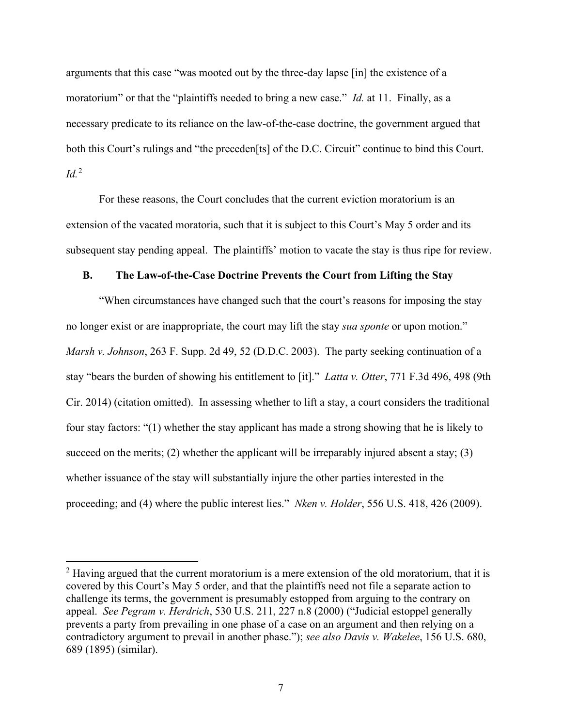arguments that this case "was mooted out by the three-day lapse [in] the existence of a moratorium" or that the "plaintiffs needed to bring a new case." *Id.* at 11. Finally, as a necessary predicate to its reliance on the law-of-the-case doctrine, the government argued that both this Court's rulings and "the preceden[ts] of the D.C. Circuit" continue to bind this Court. *Id.*[2]

For these reasons, the Court concludes that the current eviction moratorium is an extension of the vacated moratoria, such that it is subject to this Court's May 5 order and its subsequent stay pending appeal. The plaintiffs' motion to vacate the stay is thus ripe for review.

### B. The Law-of-the-Case Doctrine Prevents the Court from Lifting the Stay

"When circumstances have changed such that the court's reasons for imposing the stay no longer exist or are inappropriate, the court may lift the stay *sua sponte* or upon motion." *Marsh v. Johnson*, 263 F. Supp. 2d 49, 52 (D.D.C. 2003). The party seeking continuation of a stay "bears the burden of showing his entitlement to [it]." *Latta v. Otter*, 771 F.3d 496, 498 (9th Cir. 2014) (citation omitted). In assessing whether to lift a stay, a court considers the traditional four stay factors: "(1) whether the stay applicant has made a strong showing that he is likely to succeed on the merits; (2) whether the applicant will be irreparably injured absent a stay; (3) whether issuance of the stay will substantially injure the other parties interested in the proceeding; and (4) where the public interest lies." *Nken v. Holder*, 556 U.S. 418, 426 (2009).

---

[2] Having argued that the current moratorium is a mere extension of the old moratorium, that it is covered by this Court's May 5 order, and that the plaintiffs need not file a separate action to challenge its terms, the government is presumably estopped from arguing to the contrary on appeal. *See Pegram v. Herdrich*, 530 U.S. 211, 227 n.8 (2000) ("Judicial estoppel generally prevents a party from prevailing in one phase of a case on an argument and then relying on a contradictory argument to prevail in another phase."); *see also Davis v. Wakelee*, 156 U.S. 680, 689 (1895) (similar).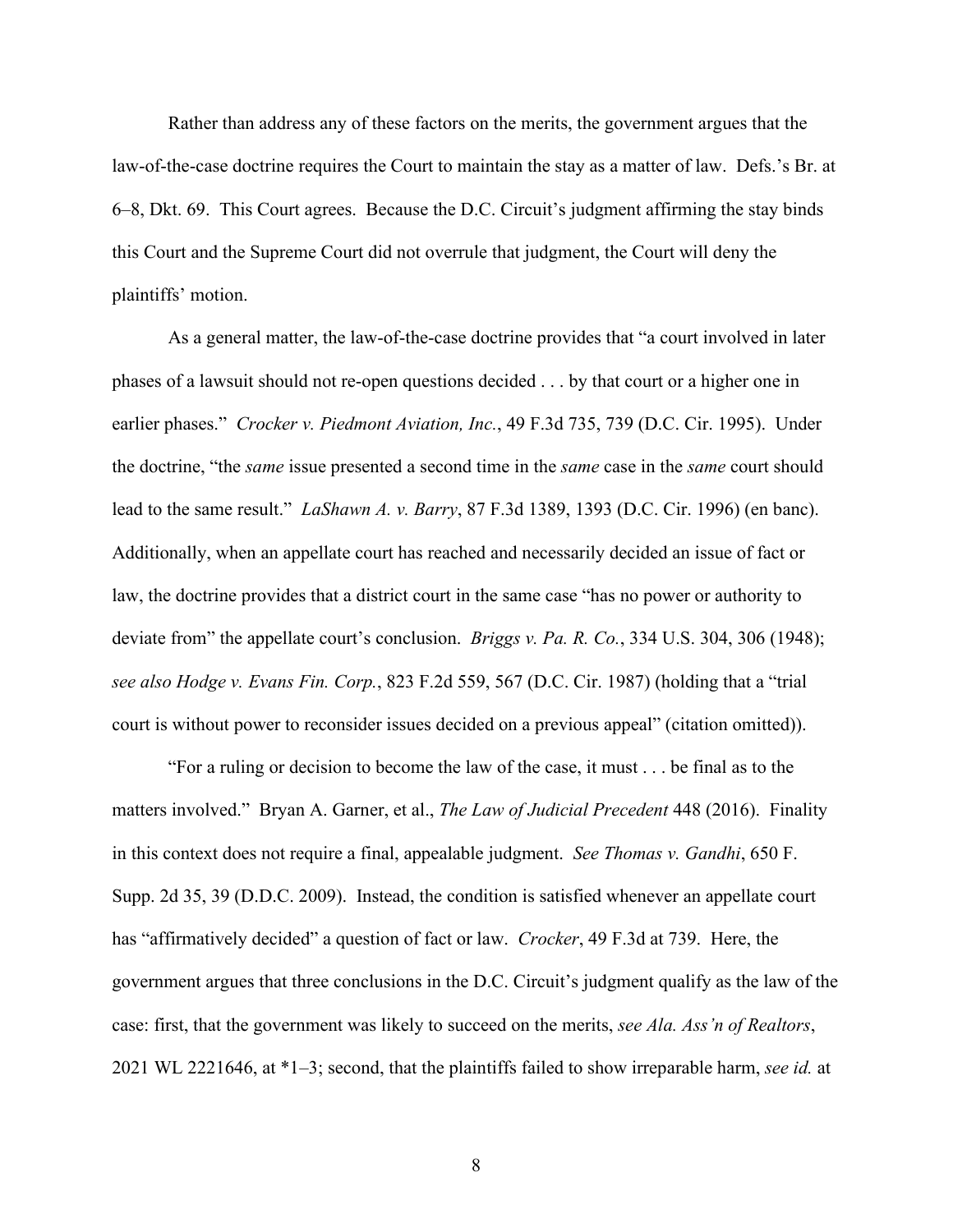Rather than address any of these factors on the merits, the government argues that the law-of-the-case doctrine requires the Court to maintain the stay as a matter of law. Defs.'s Br. at 6–8, Dkt. 69. This Court agrees. Because the D.C. Circuit's judgment affirming the stay binds this Court and the Supreme Court did not overrule that judgment, the Court will deny the plaintiffs' motion.

As a general matter, the law-of-the-case doctrine provides that "a court involved in later phases of a lawsuit should not re-open questions decided . . . by that court or a higher one in earlier phases." *Crocker v. Piedmont Aviation, Inc.*, 49 F.3d 735, 739 (D.C. Cir. 1995). Under the doctrine, "the *same* issue presented a second time in the *same* case in the *same* court should lead to the same result." *LaShawn A. v. Barry*, 87 F.3d 1389, 1393 (D.C. Cir. 1996) (en banc). Additionally, when an appellate court has reached and necessarily decided an issue of fact or law, the doctrine provides that a district court in the same case "has no power or authority to deviate from" the appellate court's conclusion. *Briggs v. Pa. R. Co.*, 334 U.S. 304, 306 (1948); *see also Hodge v. Evans Fin. Corp.*, 823 F.2d 559, 567 (D.C. Cir. 1987) (holding that a "trial court is without power to reconsider issues decided on a previous appeal" (citation omitted)).

"For a ruling or decision to become the law of the case, it must . . . be final as to the matters involved." Bryan A. Garner, et al., *The Law of Judicial Precedent* 448 (2016). Finality in this context does not require a final, appealable judgment. *See Thomas v. Gandhi*, 650 F. Supp. 2d 35, 39 (D.D.C. 2009). Instead, the condition is satisfied whenever an appellate court has "affirmatively decided" a question of fact or law. *Crocker*, 49 F.3d at 739. Here, the government argues that three conclusions in the D.C. Circuit's judgment qualify as the law of the case: first, that the government was likely to succeed on the merits, *see Ala. Ass'n of Realtors*, 2021 WL 2221646, at *1–3; second, that the plaintiffs failed to show irreparable harm, *see id.* at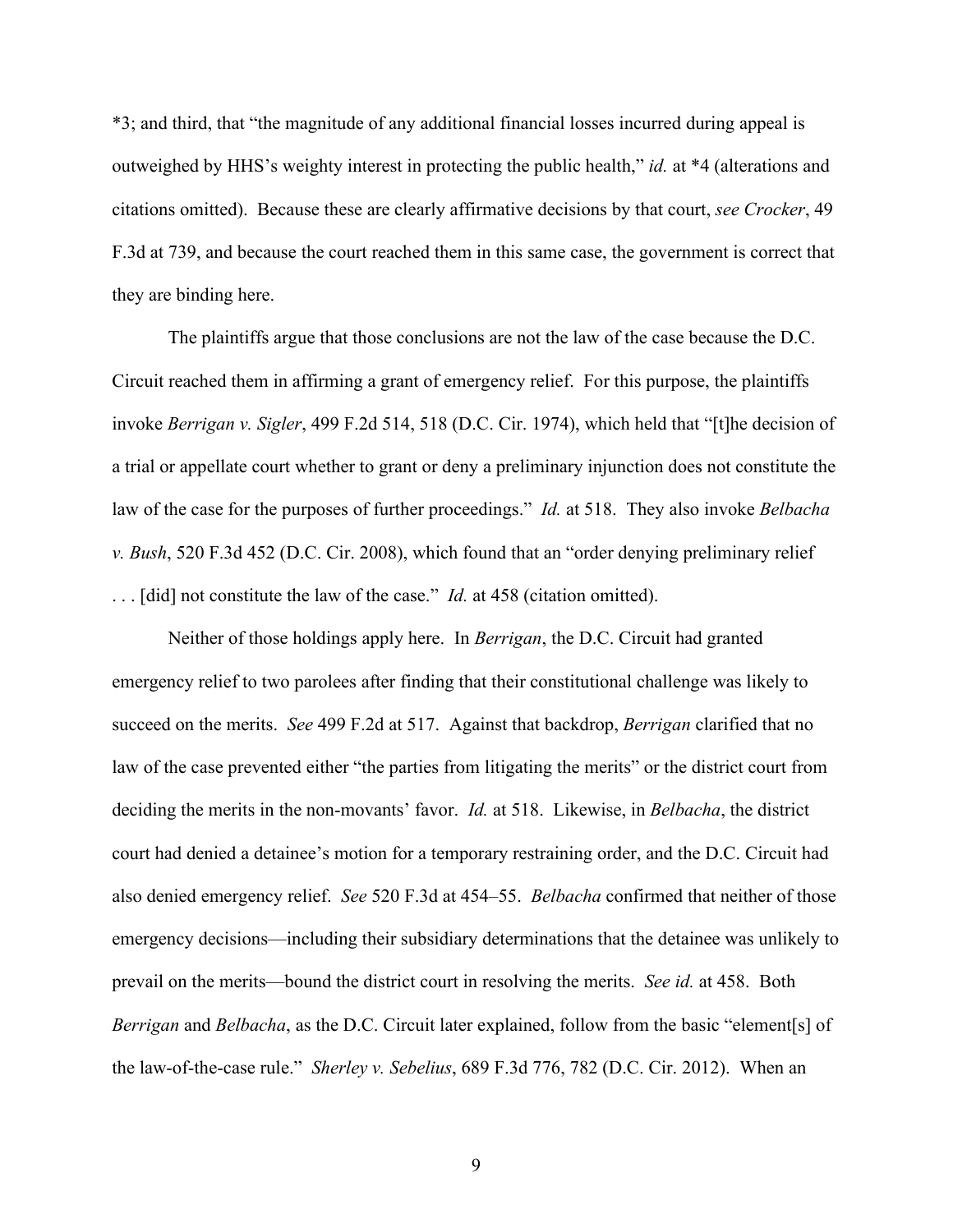*3; and third, that "the magnitude of any additional financial losses incurred during appeal is outweighed by HHS's weighty interest in protecting the public health," *id.* at *4 (alterations and citations omitted). Because these are clearly affirmative decisions by that court, *see Crocker*, 49 F.3d at 739, and because the court reached them in this same case, the government is correct that they are binding here.

The plaintiffs argue that those conclusions are not the law of the case because the D.C. Circuit reached them in affirming a grant of emergency relief. For this purpose, the plaintiffs invoke *Berrigan v. Sigler*, 499 F.2d 514, 518 (D.C. Cir. 1974), which held that "[t]he decision of a trial or appellate court whether to grant or deny a preliminary injunction does not constitute the law of the case for the purposes of further proceedings." *Id.* at 518. They also invoke *Belbacha v. Bush*, 520 F.3d 452 (D.C. Cir. 2008), which found that an "order denying preliminary relief . . . [did] not constitute the law of the case." *Id.* at 458 (citation omitted).

Neither of those holdings apply here. In *Berrigan*, the D.C. Circuit had granted emergency relief to two parolees after finding that their constitutional challenge was likely to succeed on the merits. *See* 499 F.2d at 517. Against that backdrop, *Berrigan* clarified that no law of the case prevented either "the parties from litigating the merits" or the district court from deciding the merits in the non-movants' favor. *Id.* at 518. Likewise, in *Belbacha*, the district court had denied a detainee's motion for a temporary restraining order, and the D.C. Circuit had also denied emergency relief. *See* 520 F.3d at 454–55. *Belbacha* confirmed that neither of those emergency decisions—including their subsidiary determinations that the detainee was unlikely to prevail on the merits—bound the district court in resolving the merits. *See id.* at 458. Both *Berrigan* and *Belbacha*, as the D.C. Circuit later explained, follow from the basic "element[s] of the law-of-the-case rule." *Sherley v. Sebelius*, 689 F.3d 776, 782 (D.C. Cir. 2012). When an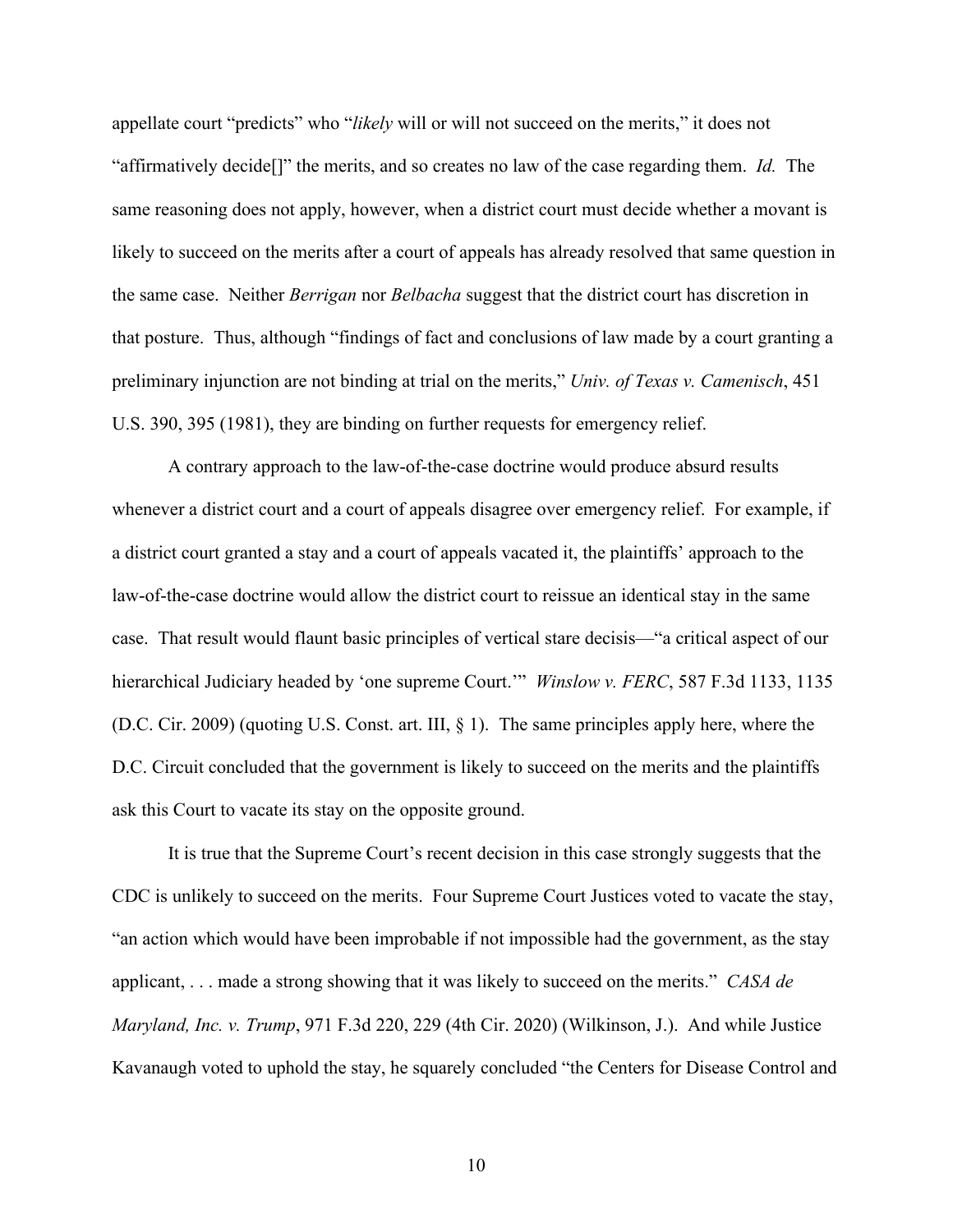appellate court "predicts" who "*likely* will or will not succeed on the merits," it does not "affirmatively decide[]" the merits, and so creates no law of the case regarding them. *Id.* The same reasoning does not apply, however, when a district court must decide whether a movant is likely to succeed on the merits after a court of appeals has already resolved that same question in the same case. Neither *Berrigan* nor *Belbacha* suggest that the district court has discretion in that posture. Thus, although "findings of fact and conclusions of law made by a court granting a preliminary injunction are not binding at trial on the merits," *Univ. of Texas v. Camenisch*, 451 U.S. 390, 395 (1981), they are binding on further requests for emergency relief.

A contrary approach to the law-of-the-case doctrine would produce absurd results whenever a district court and a court of appeals disagree over emergency relief. For example, if a district court granted a stay and a court of appeals vacated it, the plaintiffs' approach to the law-of-the-case doctrine would allow the district court to reissue an identical stay in the same case. That result would flaunt basic principles of vertical stare decisis—"a critical aspect of our hierarchical Judiciary headed by 'one supreme Court.'" *Winslow v. FERC*, 587 F.3d 1133, 1135 (D.C. Cir. 2009) (quoting U.S. Const. art. III, § 1). The same principles apply here, where the D.C. Circuit concluded that the government is likely to succeed on the merits and the plaintiffs ask this Court to vacate its stay on the opposite ground.

It is true that the Supreme Court's recent decision in this case strongly suggests that the CDC is unlikely to succeed on the merits. Four Supreme Court Justices voted to vacate the stay, "an action which would have been improbable if not impossible had the government, as the stay applicant, . . . made a strong showing that it was likely to succeed on the merits." *CASA de Maryland, Inc. v. Trump*, 971 F.3d 220, 229 (4th Cir. 2020) (Wilkinson, J.). And while Justice Kavanaugh voted to uphold the stay, he squarely concluded "the Centers for Disease Control and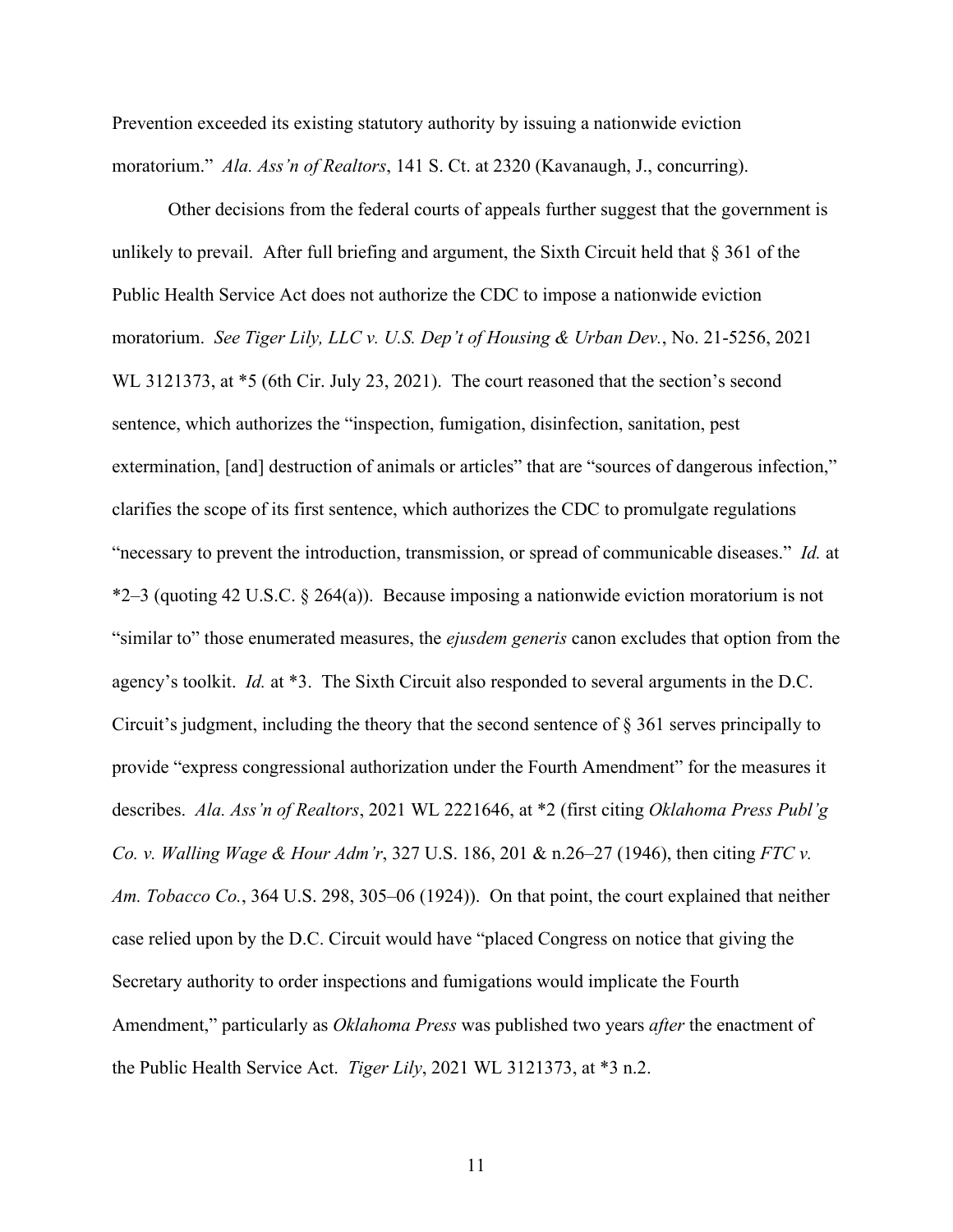Prevention exceeded its existing statutory authority by issuing a nationwide eviction moratorium." *Ala. Ass'n of Realtors*, 141 S. Ct. at 2320 (Kavanaugh, J., concurring).

Other decisions from the federal courts of appeals further suggest that the government is unlikely to prevail. After full briefing and argument, the Sixth Circuit held that § 361 of the Public Health Service Act does not authorize the CDC to impose a nationwide eviction moratorium. *See Tiger Lily, LLC v. U.S. Dep't of Housing & Urban Dev.*, No. 21-5256, 2021 WL 3121373, at *5 (6th Cir. July 23, 2021). The court reasoned that the section's second sentence, which authorizes the "inspection, fumigation, disinfection, sanitation, pest extermination, [and] destruction of animals or articles" that are "sources of dangerous infection," clarifies the scope of its first sentence, which authorizes the CDC to promulgate regulations "necessary to prevent the introduction, transmission, or spread of communicable diseases." *Id.* at *2–3 (quoting 42 U.S.C. § 264(a)). Because imposing a nationwide eviction moratorium is not "similar to" those enumerated measures, the *ejusdem generis* canon excludes that option from the agency's toolkit. *Id.* at *3. The Sixth Circuit also responded to several arguments in the D.C. Circuit's judgment, including the theory that the second sentence of § 361 serves principally to provide "express congressional authorization under the Fourth Amendment" for the measures it describes. *Ala. Ass'n of Realtors*, 2021 WL 2221646, at *2 (first citing *Oklahoma Press Publ'g Co. v. Walling Wage & Hour Adm'r*, 327 U.S. 186, 201 & n.26–27 (1946), then citing *FTC v. Am. Tobacco Co.*, 364 U.S. 298, 305–06 (1924)). On that point, the court explained that neither case relied upon by the D.C. Circuit would have "placed Congress on notice that giving the Secretary authority to order inspections and fumigations would implicate the Fourth Amendment," particularly as *Oklahoma Press* was published two years *after* the enactment of the Public Health Service Act. *Tiger Lily*, 2021 WL 3121373, at *3 n.2.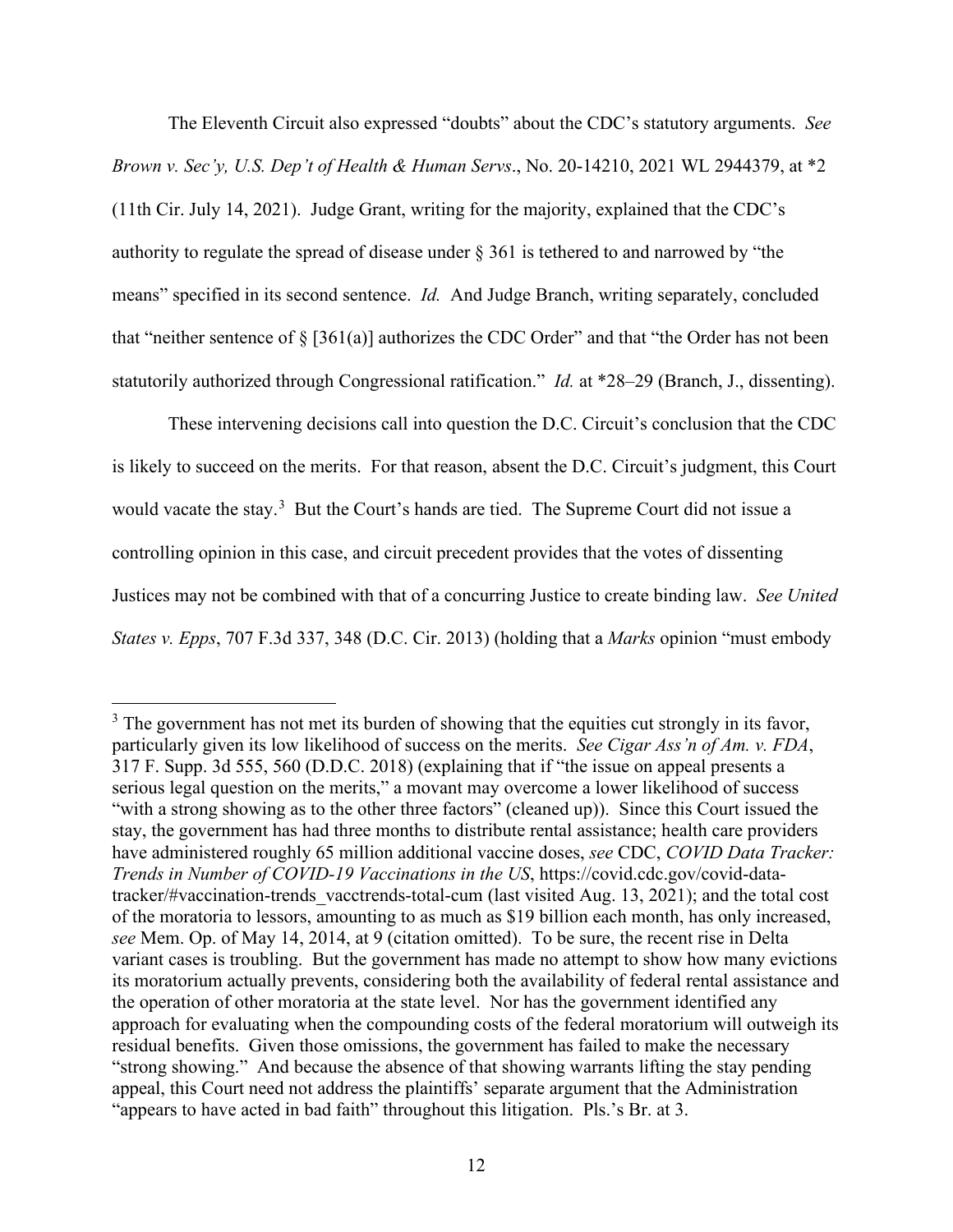The Eleventh Circuit also expressed "doubts" about the CDC's statutory arguments. *See Brown v. Sec'y, U.S. Dep't of Health & Human Servs*., No. 20-14210, 2021 WL 2944379, at *2 (11th Cir. July 14, 2021). Judge Grant, writing for the majority, explained that the CDC's authority to regulate the spread of disease under § 361 is tethered to and narrowed by "the means" specified in its second sentence. *Id.* And Judge Branch, writing separately, concluded that "neither sentence of § [361(a)] authorizes the CDC Order" and that "the Order has not been statutorily authorized through Congressional ratification." *Id.* at *28–29 (Branch, J., dissenting).

These intervening decisions call into question the D.C. Circuit's conclusion that the CDC is likely to succeed on the merits. For that reason, absent the D.C. Circuit's judgment, this Court would vacate the stay.[3] But the Court's hands are tied. The Supreme Court did not issue a controlling opinion in this case, and circuit precedent provides that the votes of dissenting Justices may not be combined with that of a concurring Justice to create binding law. *See United States v. Epps*, 707 F.3d 337, 348 (D.C. Cir. 2013) (holding that a *Marks* opinion "must embody

---

[3] The government has not met its burden of showing that the equities cut strongly in its favor, particularly given its low likelihood of success on the merits. *See Cigar Ass'n of Am. v. FDA*, 317 F. Supp. 3d 555, 560 (D.D.C. 2018) (explaining that if "the issue on appeal presents a serious legal question on the merits," a movant may overcome a lower likelihood of success "with a strong showing as to the other three factors" (cleaned up)). Since this Court issued the stay, the government has had three months to distribute rental assistance; health care providers have administered roughly 65 million additional vaccine doses, *see* CDC, *COVID Data Tracker: Trends in Number of COVID-19 Vaccinations in the US*, https://covid.cdc.gov/covid-data-tracker/#vaccination-trends_vacctrends-total-cum (last visited Aug. 13, 2021); and the total cost of the moratoria to lessors, amounting to as much as $19 billion each month, has only increased, *see* Mem. Op. of May 14, 2014, at 9 (citation omitted). To be sure, the recent rise in Delta variant cases is troubling. But the government has made no attempt to show how many evictions its moratorium actually prevents, considering both the availability of federal rental assistance and the operation of other moratoria at the state level. Nor has the government identified any approach for evaluating when the compounding costs of the federal moratorium will outweigh its residual benefits. Given those omissions, the government has failed to make the necessary "strong showing." And because the absence of that showing warrants lifting the stay pending appeal, this Court need not address the plaintiffs' separate argument that the Administration "appears to have acted in bad faith" throughout this litigation. Pls.'s Br. at 3.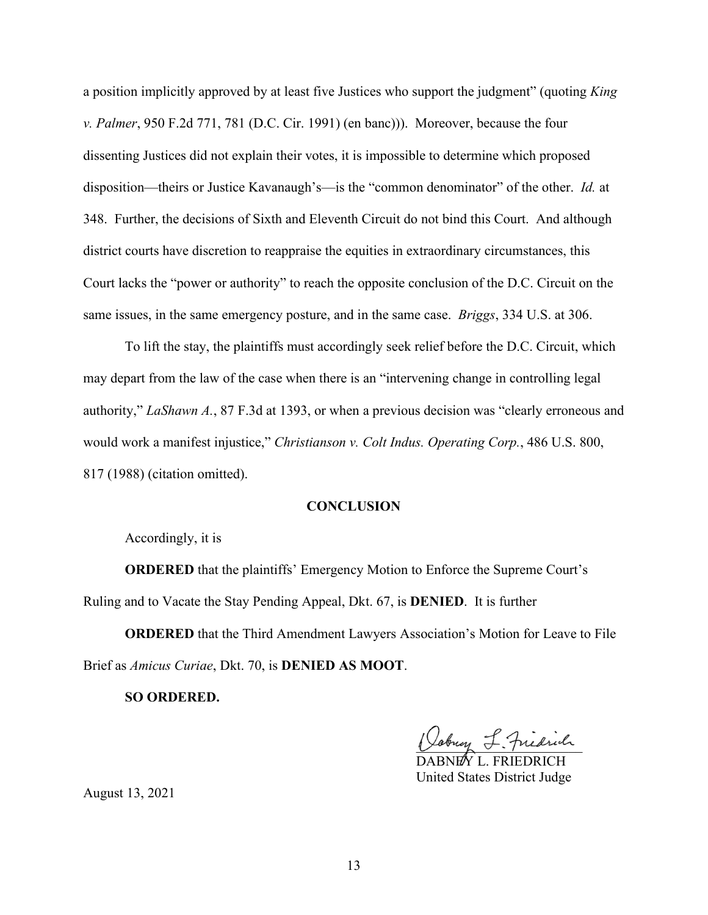a position implicitly approved by at least five Justices who support the judgment" (quoting *King v. Palmer*, 950 F.2d 771, 781 (D.C. Cir. 1991) (en banc))). Moreover, because the four dissenting Justices did not explain their votes, it is impossible to determine which proposed disposition—theirs or Justice Kavanaugh's—is the "common denominator" of the other. *Id.* at 348. Further, the decisions of Sixth and Eleventh Circuit do not bind this Court. And although district courts have discretion to reappraise the equities in extraordinary circumstances, this Court lacks the "power or authority" to reach the opposite conclusion of the D.C. Circuit on the same issues, in the same emergency posture, and in the same case. *Briggs*, 334 U.S. at 306.

To lift the stay, the plaintiffs must accordingly seek relief before the D.C. Circuit, which may depart from the law of the case when there is an "intervening change in controlling legal authority," *LaShawn A.*, 87 F.3d at 1393, or when a previous decision was "clearly erroneous and would work a manifest injustice," *Christianson v. Colt Indus. Operating Corp.*, 486 U.S. 800, 817 (1988) (citation omitted).

## CONCLUSION

Accordingly, it is

**ORDERED** that the plaintiffs' Emergency Motion to Enforce the Supreme Court's Ruling and to Vacate the Stay Pending Appeal, Dkt. 67, is **DENIED**. It is further

**ORDERED** that the Third Amendment Lawyers Association's Motion for Leave to File Brief as *Amicus Curiae*, Dkt. 70, is **DENIED AS MOOT**.

**SO ORDERED.**

DABNEY L. FRIEDRICH
United States District Judge

August 13, 2021